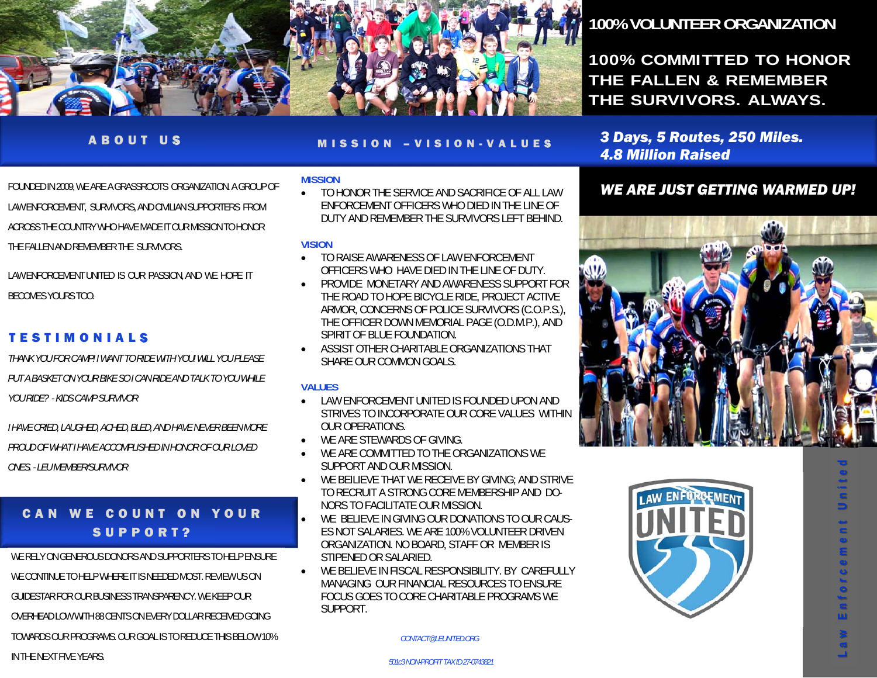**100% VOLUNTEER ORGANIZATION**

**100% COMMITTED TO HONOR THE FALLEN & REMEMBER THE SURVIVORS. ALWAYS.**

## ABOUT US

FOUNDED IN 2009, WE ARE A GRASSROOTS ORGANIZATION. A GROUP OF LAW ENFORCEMENT, SURVIVORS, AND CIVILIAN SUPPORTERS FROM ACROSS THE COUNTRY WHO HAVE MADE IT OUR MISSION TO HONOR THE FALLEN AND REMEMBER THE SURVIVORS.

LAW ENFORCEMENT UNITED IS OUR PASSION, AND WE HOPE IT BECOMES YOURS TOO.

## TESTIMONIALS

*THANK YOU FOR CAMP! I WANT TO RIDE WITH YOU! WILL YOU PLEASE PUT A BASKET ON YOUR BIKE SO I CAN RIDE AND TALK TO YOU WHILE YOU RIDE? - KIDS CAMP SURVIVOR*

*I HAVE CRIED, LAUGHED, ACHED, BLED, AND HAVE NEVER BEEN MORE PROUD OF WHAT I HAVE ACCOMPLISHED IN HONOR OF OUR LOVED ONES. - LEU MEMBER/SURVIVOR*

## CAN WE COUNT ON YOUR SUPPORT?

WE RELY ON GENEROUS DONORS AND SUPPORTERS TO HELP ENSURE WE CONTINUE TO HELP WHERE IT IS NEEDED MOST. REVIEW US ON GUIDESTAR FOR OUR BUSINESS TRANSPARENCY. WE KEEP OUR OVERHEAD LOW WITH 88 CENTS ON EVERY DOLLAR RECEIVED GOING TOWARDS OUR PROGRAMS. OUR GOAL IS TO REDUCE THIS BELOW 10% IN THE NEXT FIVE YEARS.

## MISSION –VISION-VALUES

### MISSION

- TO HONOR THE SERVICE AND SACRIFICE OF ALL LAW ENFORCEMENT OFFICERS WHO DIED IN THE LINE OF DUTY AND REMEMBER THE SURVIVORS LEFT BEHIND.

### VISION

- TO RAISE AWARENESS OF LAW ENFORCEMENT OFFICERS WHO HAVE DIED IN THE LINE OF DUTY.
- PROVIDE MONETARY AND AWARENESS SUPPORT FOR THE ROAD TO HOPE BICYCLE RIDE, PROJECT ACTIVE ARMOR, CONCERNS OF POLICE SURVIVORS (C.O.P.S.), THE OFFICER DOWN MEMORIAL PAGE (O.D.M.P.), AND SPIRIT OF BLUE FOUNDATION.
- ASSIST OTHER CHARITABLE ORGANIZATIONS THAT SHARE OUR COMMON GOALS.

### VALUES

- LAW ENFORCEMENT UNITED IS FOUNDED UPON AND STRIVES TO INCORPORATE OUR CORE VALUES WITHIN OUR OPERATIONS.
- WE ARE STEWARDS OF GIVING.
- WE ARE COMMITTED TO THE ORGANIZATIONS WE SUPPORT AND OUR MISSION.
- WE BEILIEVE THAT WE RECEIVE BY GIVING; AND STRIVE TO RECRUIT A STRONG CORE MEMBERSHIP AND DONORS TO FACILITATE OUR MISSION.
- WE BELIEVE IN GIVING OUR DONATIONS TO OUR CAUSES NOT SALARIES. WE ARE 100% VOLUNTEER DRIVEN ORGANIZATION. NO BOARD, STAFF OR MEMBER IS STIPENED OR SALARIED.
- WE BELIEVE IN FISCAL RESPONSIBILITY. BY CAREFULLY MANAGING OUR FINANCIAL RESOURCES TO ENSURE FOCUS GOES TO CORE CHARITABLE PROGRAMS WE SUPPORT.

*CONTACT@LEUNITED.ORG*

*501c3 NON-PROFIT TAX ID 27-0743821*

***3 Days, 5 Routes, 250 Miles.***
***4.8 Million Raised***

***WE ARE JUST GETTING WARMED UP!***

LAW ENFORCEMENT UNITED

Law Enforcement United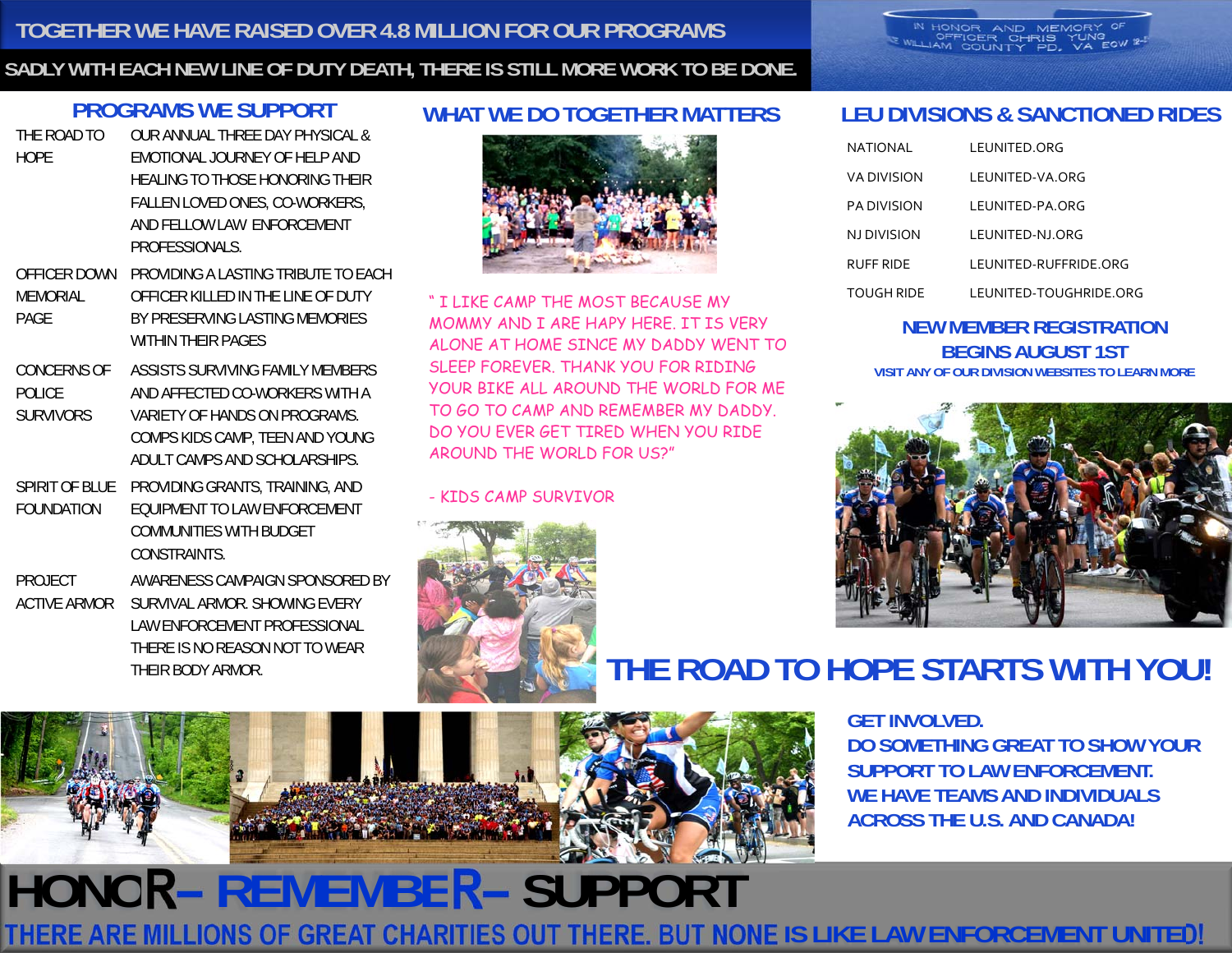# TOGETHER WE HAVE RAISED OVER 4.8 MILLION FOR OUR PROGRAMS

SADLY WITH EACH NEW LINE OF DUTY DEATH, THERE IS STILL MORE WORK TO BE DONE.

## PROGRAMS WE SUPPORT

| | |
|---|---|
| THE ROAD TO HOPE | OUR ANNUAL THREE DAY PHYSICAL & EMOTIONAL JOURNEY OF HELP AND HEALING TO THOSE HONORING THEIR FALLEN LOVED ONES, CO-WORKERS, AND FELLOW LAW ENFORCEMENT PROFESSIONALS. |
| OFFICER DOWN MEMORIAL PAGE | PROVIDING A LASTING TRIBUTE TO EACH OFFICER KILLED IN THE LINE OF DUTY BY PRESERVING LASTING MEMORIES WITHIN THEIR PAGES |
| CONCERNS OF POLICE SURVIVORS | ASSISTS SURVIVING FAMILY MEMBERS AND AFFECTED CO-WORKERS WITH A VARIETY OF HANDS ON PROGRAMS. COMPS KIDS CAMP, TEEN AND YOUNG ADULT CAMPS AND SCHOLARSHIPS. |
| SPIRIT OF BLUE FOUNDATION | PROVIDING GRANTS, TRAINING, AND EQUIPMENT TO LAW ENFORCEMENT COMMUNITIES WITH BUDGET CONSTRAINTS. |
| PROJECT ACTIVE ARMOR | AWARENESS CAMPAIGN SPONSORED BY SURVIVAL ARMOR. SHOWING EVERY LAW ENFORCEMENT PROFESSIONAL THERE IS NO REASON NOT TO WEAR THEIR BODY ARMOR. |

## WHAT WE DO TOGETHER MATTERS

"I LIKE CAMP THE MOST BECAUSE MY MOMMY AND I ARE HAPY HERE. IT IS VERY ALONE AT HOME SINCE MY DADDY WENT TO SLEEP FOREVER. THANK YOU FOR RIDING YOUR BIKE ALL AROUND THE WORLD FOR ME TO GO TO CAMP AND REMEMBER MY DADDY. DO YOU EVER GET TIRED WHEN YOU RIDE AROUND THE WORLD FOR US?"

- KIDS CAMP SURVIVOR

## LEU DIVISIONS & SANCTIONED RIDES

| | |
|---|---|
| NATIONAL | LEUNITED.ORG |
| VA DIVISION | LEUNITED-VA.ORG |
| PA DIVISION | LEUNITED-PA.ORG |
| NJ DIVISION | LEUNITED-NJ.ORG |
| RUFF RIDE | LEUNITED-RUFFRIDE.ORG |
| TOUGH RIDE | LEUNITED-TOUGHRIDE.ORG |

### NEW MEMBER REGISTRATION BEGINS AUGUST 1ST

VISIT ANY OF OUR DIVISION WEBSITES TO LEARN MORE

## THE ROAD TO HOPE STARTS WITH YOU!

GET INVOLVED.
DO SOMETHING GREAT TO SHOW YOUR SUPPORT TO LAW ENFORCEMENT.
WE HAVE TEAMS AND INDIVIDUALS ACROSS THE U.S. AND CANADA!

# HONOR – REMEMBER – SUPPORT

THERE ARE MILLIONS OF GREAT CHARITIES OUT THERE. BUT NONE IS LIKE LAW ENFORCEMENT UNITED!